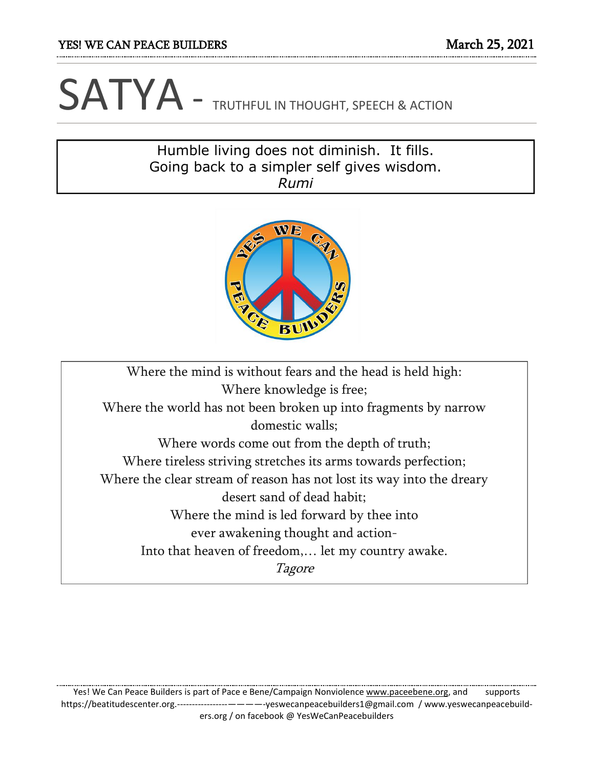# SATYA - TRUTHFUL IN THOUGHT, SPEECH & ACTION

Humble living does not diminish. It fills.
Going back to a simpler self gives wisdom.
*Rumi*

Where the mind is without fears and the head is held high:
Where knowledge is free;
Where the world has not been broken up into fragments by narrow domestic walls;
Where words come out from the depth of truth;
Where tireless striving stretches its arms towards perfection;
Where the clear stream of reason has not lost its way into the dreary desert sand of dead habit;
Where the mind is led forward by thee into
ever awakening thought and action-
Into that heaven of freedom,… let my country awake.
*Tagore*

Yes! We Can Peace Builders is part of Pace e Bene/Campaign Nonviolence www.paceebene.org, and supports https://beatitudescenter.org.-----------------————-yeswecanpeacebuilders1@gmail.com / www.yeswecanpeacebuilders.org / on facebook @ YesWeCanPeacebuilders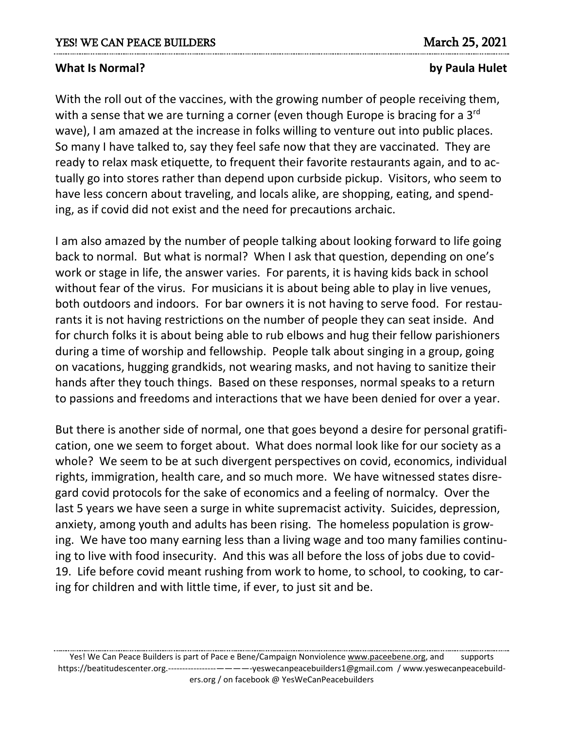**What Is Normal?** **by Paula Hulet**

With the roll out of the vaccines, with the growing number of people receiving them, with a sense that we are turning a corner (even though Europe is bracing for a 3rd wave), I am amazed at the increase in folks willing to venture out into public places. So many I have talked to, say they feel safe now that they are vaccinated. They are ready to relax mask etiquette, to frequent their favorite restaurants again, and to actually go into stores rather than depend upon curbside pickup. Visitors, who seem to have less concern about traveling, and locals alike, are shopping, eating, and spending, as if covid did not exist and the need for precautions archaic.

I am also amazed by the number of people talking about looking forward to life going back to normal. But what is normal? When I ask that question, depending on one's work or stage in life, the answer varies. For parents, it is having kids back in school without fear of the virus. For musicians it is about being able to play in live venues, both outdoors and indoors. For bar owners it is not having to serve food. For restaurants it is not having restrictions on the number of people they can seat inside. And for church folks it is about being able to rub elbows and hug their fellow parishioners during a time of worship and fellowship. People talk about singing in a group, going on vacations, hugging grandkids, not wearing masks, and not having to sanitize their hands after they touch things. Based on these responses, normal speaks to a return to passions and freedoms and interactions that we have been denied for over a year.

But there is another side of normal, one that goes beyond a desire for personal gratification, one we seem to forget about. What does normal look like for our society as a whole? We seem to be at such divergent perspectives on covid, economics, individual rights, immigration, health care, and so much more. We have witnessed states disregard covid protocols for the sake of economics and a feeling of normalcy. Over the last 5 years we have seen a surge in white supremacist activity. Suicides, depression, anxiety, among youth and adults has been rising. The homeless population is growing. We have too many earning less than a living wage and too many families continuing to live with food insecurity. And this was all before the loss of jobs due to covid-19. Life before covid meant rushing from work to home, to school, to cooking, to caring for children and with little time, if ever, to just sit and be.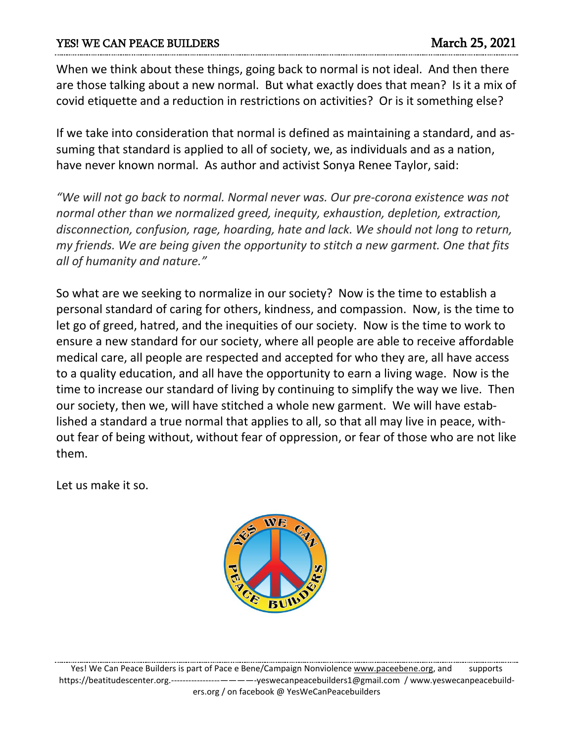When we think about these things, going back to normal is not ideal. And then there are those talking about a new normal. But what exactly does that mean? Is it a mix of covid etiquette and a reduction in restrictions on activities? Or is it something else?

If we take into consideration that normal is defined as maintaining a standard, and assuming that standard is applied to all of society, we, as individuals and as a nation, have never known normal. As author and activist Sonya Renee Taylor, said:

*"We will not go back to normal. Normal never was. Our pre-corona existence was not normal other than we normalized greed, inequity, exhaustion, depletion, extraction, disconnection, confusion, rage, hoarding, hate and lack. We should not long to return, my friends. We are being given the opportunity to stitch a new garment. One that fits all of humanity and nature."*

So what are we seeking to normalize in our society? Now is the time to establish a personal standard of caring for others, kindness, and compassion. Now, is the time to let go of greed, hatred, and the inequities of our society. Now is the time to work to ensure a new standard for our society, where all people are able to receive affordable medical care, all people are respected and accepted for who they are, all have access to a quality education, and all have the opportunity to earn a living wage. Now is the time to increase our standard of living by continuing to simplify the way we live. Then our society, then we, will have stitched a whole new garment. We will have established a standard a true normal that applies to all, so that all may live in peace, without fear of being without, without fear of oppression, or fear of those who are not like them.

Let us make it so.

Yes! We Can Peace Builders is part of Pace e Bene/Campaign Nonviolence www.paceebene.org, and supports https://beatitudescenter.org.-----------------————-yeswecanpeacebuilders1@gmail.com / www.yeswecanpeacebuilders.org / on facebook @ YesWeCanPeacebuilders